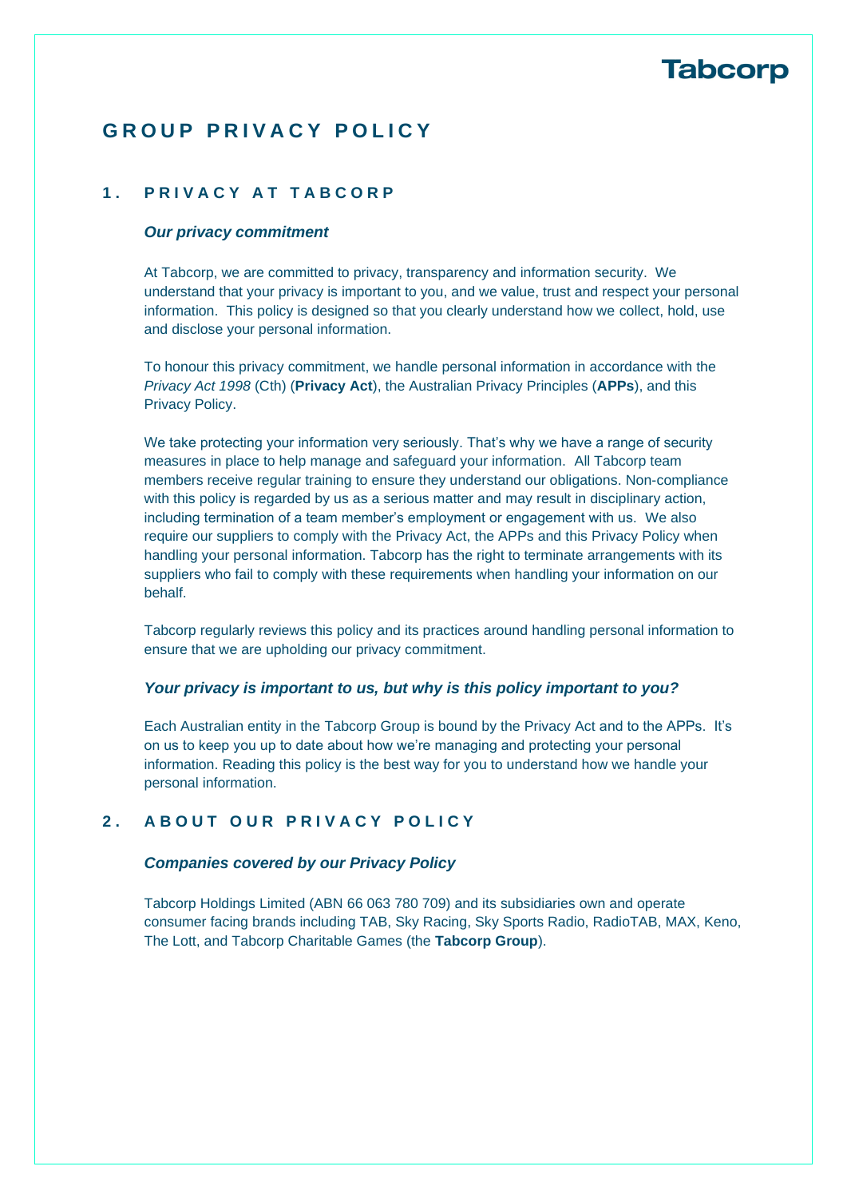Tabcorp

# GROUP PRIVACY POLICY

## 1. PRIVACY AT TABCORP

### *Our privacy commitment*

At Tabcorp, we are committed to privacy, transparency and information security. We understand that your privacy is important to you, and we value, trust and respect your personal information. This policy is designed so that you clearly understand how we collect, hold, use and disclose your personal information.

To honour this privacy commitment, we handle personal information in accordance with the *Privacy Act 1998* (Cth) (**Privacy Act**), the Australian Privacy Principles (**APPs**), and this Privacy Policy.

We take protecting your information very seriously. That's why we have a range of security measures in place to help manage and safeguard your information. All Tabcorp team members receive regular training to ensure they understand our obligations. Non-compliance with this policy is regarded by us as a serious matter and may result in disciplinary action, including termination of a team member's employment or engagement with us. We also require our suppliers to comply with the Privacy Act, the APPs and this Privacy Policy when handling your personal information. Tabcorp has the right to terminate arrangements with its suppliers who fail to comply with these requirements when handling your information on our behalf.

Tabcorp regularly reviews this policy and its practices around handling personal information to ensure that we are upholding our privacy commitment.

### *Your privacy is important to us, but why is this policy important to you?*

Each Australian entity in the Tabcorp Group is bound by the Privacy Act and to the APPs. It's on us to keep you up to date about how we're managing and protecting your personal information. Reading this policy is the best way for you to understand how we handle your personal information.

## 2. ABOUT OUR PRIVACY POLICY

### *Companies covered by our Privacy Policy*

Tabcorp Holdings Limited (ABN 66 063 780 709) and its subsidiaries own and operate consumer facing brands including TAB, Sky Racing, Sky Sports Radio, RadioTAB, MAX, Keno, The Lott, and Tabcorp Charitable Games (the **Tabcorp Group**).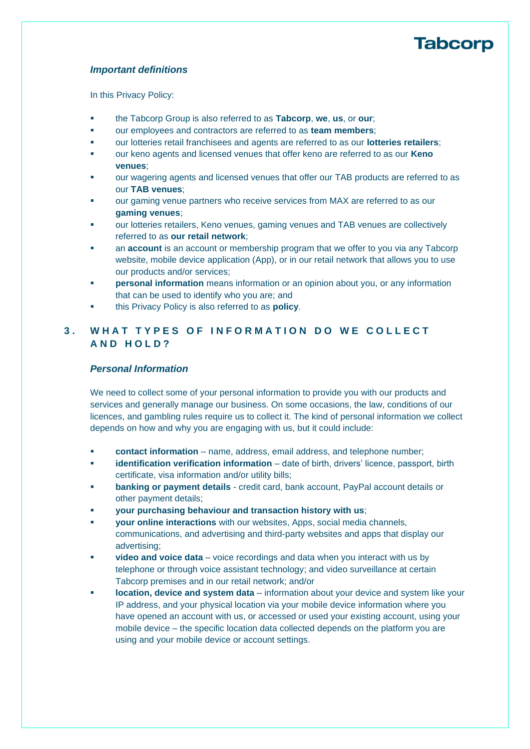### *Important definitions*

In this Privacy Policy:

- the Tabcorp Group is also referred to as **Tabcorp**, **we**, **us**, or **our**;
- our employees and contractors are referred to as **team members**;
- our lotteries retail franchisees and agents are referred to as our **lotteries retailers**;
- our keno agents and licensed venues that offer keno are referred to as our **Keno venues**;
- our wagering agents and licensed venues that offer our TAB products are referred to as our **TAB venues**;
- our gaming venue partners who receive services from MAX are referred to as our **gaming venues**;
- our lotteries retailers, Keno venues, gaming venues and TAB venues are collectively referred to as **our retail network**;
- an **account** is an account or membership program that we offer to you via any Tabcorp website, mobile device application (App), or in our retail network that allows you to use our products and/or services;
- **personal information** means information or an opinion about you, or any information that can be used to identify who you are; and
- this Privacy Policy is also referred to as **policy**.

## 3. WHAT TYPES OF INFORMATION DO WE COLLECT AND HOLD?

### *Personal Information*

We need to collect some of your personal information to provide you with our products and services and generally manage our business. On some occasions, the law, conditions of our licences, and gambling rules require us to collect it. The kind of personal information we collect depends on how and why you are engaging with us, but it could include:

- **contact information** – name, address, email address, and telephone number;
- **identification verification information** – date of birth, drivers' licence, passport, birth certificate, visa information and/or utility bills;
- **banking or payment details** - credit card, bank account, PayPal account details or other payment details;
- **your purchasing behaviour and transaction history with us**;
- **your online interactions** with our websites, Apps, social media channels, communications, and advertising and third-party websites and apps that display our advertising;
- **video and voice data** – voice recordings and data when you interact with us by telephone or through voice assistant technology; and video surveillance at certain Tabcorp premises and in our retail network; and/or
- **location, device and system data** – information about your device and system like your IP address, and your physical location via your mobile device information where you have opened an account with us, or accessed or used your existing account, using your mobile device – the specific location data collected depends on the platform you are using and your mobile device or account settings.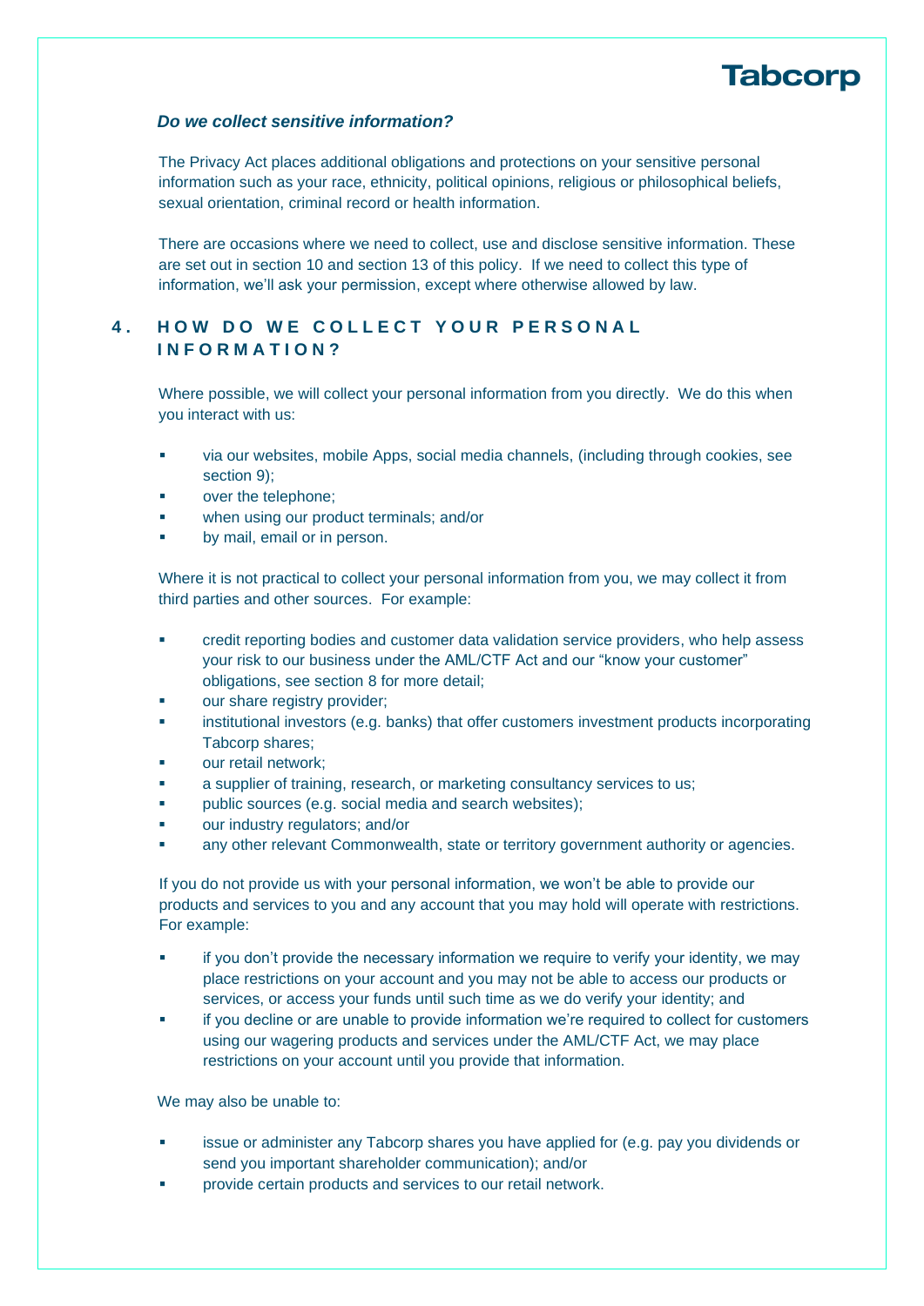### *Do we collect sensitive information?*

The Privacy Act places additional obligations and protections on your sensitive personal information such as your race, ethnicity, political opinions, religious or philosophical beliefs, sexual orientation, criminal record or health information.

There are occasions where we need to collect, use and disclose sensitive information. These are set out in section 10 and section 13 of this policy. If we need to collect this type of information, we'll ask your permission, except where otherwise allowed by law.

## 4. HOW DO WE COLLECT YOUR PERSONAL INFORMATION?

Where possible, we will collect your personal information from you directly. We do this when you interact with us:

- via our websites, mobile Apps, social media channels, (including through cookies, see section 9);
- over the telephone;
- when using our product terminals; and/or
- by mail, email or in person.

Where it is not practical to collect your personal information from you, we may collect it from third parties and other sources. For example:

- credit reporting bodies and customer data validation service providers, who help assess your risk to our business under the AML/CTF Act and our "know your customer" obligations, see section 8 for more detail;
- our share registry provider;
- institutional investors (e.g. banks) that offer customers investment products incorporating Tabcorp shares;
- our retail network;
- a supplier of training, research, or marketing consultancy services to us;
- public sources (e.g. social media and search websites);
- our industry regulators; and/or
- any other relevant Commonwealth, state or territory government authority or agencies.

If you do not provide us with your personal information, we won't be able to provide our products and services to you and any account that you may hold will operate with restrictions. For example:

- if you don't provide the necessary information we require to verify your identity, we may place restrictions on your account and you may not be able to access our products or services, or access your funds until such time as we do verify your identity; and
- if you decline or are unable to provide information we're required to collect for customers using our wagering products and services under the AML/CTF Act, we may place restrictions on your account until you provide that information.

We may also be unable to:

- issue or administer any Tabcorp shares you have applied for (e.g. pay you dividends or send you important shareholder communication); and/or
- provide certain products and services to our retail network.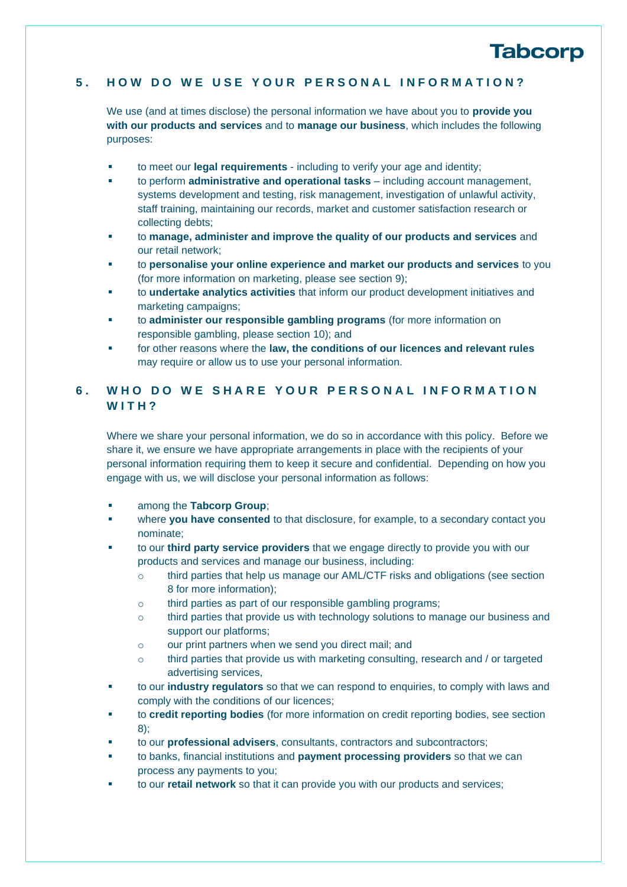## 5. HOW DO WE USE YOUR PERSONAL INFORMATION?

We use (and at times disclose) the personal information we have about you to **provide you with our products and services** and to **manage our business**, which includes the following purposes:

- to meet our **legal requirements** - including to verify your age and identity;
- to perform **administrative and operational tasks** – including account management, systems development and testing, risk management, investigation of unlawful activity, staff training, maintaining our records, market and customer satisfaction research or collecting debts;
- to **manage, administer and improve the quality of our products and services** and our retail network;
- to **personalise your online experience and market our products and services** to you (for more information on marketing, please see section 9);
- to **undertake analytics activities** that inform our product development initiatives and marketing campaigns;
- to **administer our responsible gambling programs** (for more information on responsible gambling, please section 10); and
- for other reasons where the **law, the conditions of our licences and relevant rules** may require or allow us to use your personal information.

## 6. WHO DO WE SHARE YOUR PERSONAL INFORMATION WITH?

Where we share your personal information, we do so in accordance with this policy. Before we share it, we ensure we have appropriate arrangements in place with the recipients of your personal information requiring them to keep it secure and confidential. Depending on how you engage with us, we will disclose your personal information as follows:

- among the **Tabcorp Group**;
- where **you have consented** to that disclosure, for example, to a secondary contact you nominated;
- to our **third party service providers** that we engage directly to provide you with our products and services and manage our business, including:
  - third parties that help us manage our AML/CTF risks and obligations (see section 8 for more information);
  - third parties as part of our responsible gambling programs;
  - third parties that provide us with technology solutions to manage our business and support our platforms;
  - our print partners when we send you direct mail; and
  - third parties that provide us with marketing consulting, research and / or targeted advertising services,
- to our **industry regulators** so that we can respond to enquiries, to comply with laws and comply with the conditions of our licences;
- to **credit reporting bodies** (for more information on credit reporting bodies, see section 8);
- to our **professional advisers**, consultants, contractors and subcontractors;
- to banks, financial institutions and **payment processing providers** so that we can process any payments to you;
- to our **retail network** so that it can provide you with our products and services;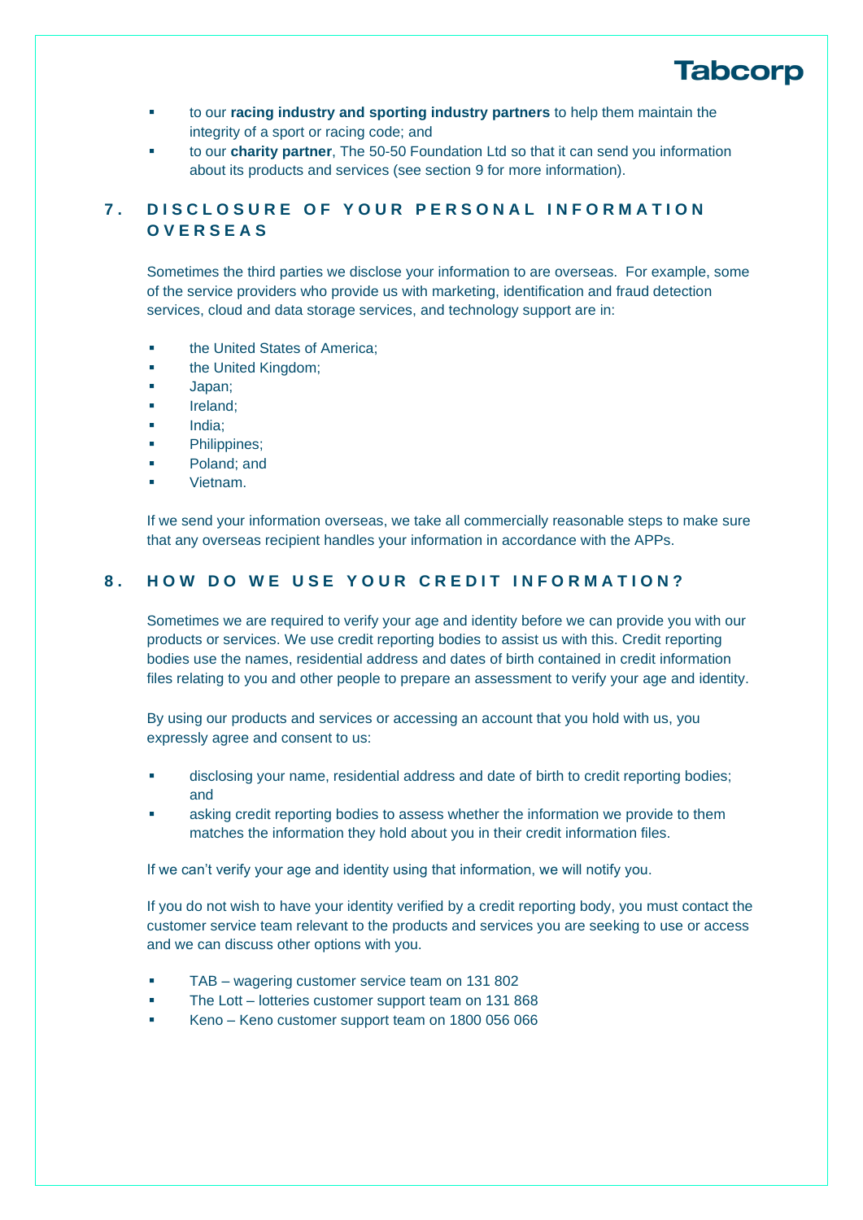- to our **racing industry and sporting industry partners** to help them maintain the integrity of a sport or racing code; and
- to our **charity partner**, The 50-50 Foundation Ltd so that it can send you information about its products and services (see section 9 for more information).

## 7. DISCLOSURE OF YOUR PERSONAL INFORMATION OVERSEAS

Sometimes the third parties we disclose your information to are overseas. For example, some of the service providers who provide us with marketing, identification and fraud detection services, cloud and data storage services, and technology support are in:

- the United States of America;
- the United Kingdom;
- Japan;
- Ireland;
- India;
- Philippines;
- Poland; and
- Vietnam.

If we send your information overseas, we take all commercially reasonable steps to make sure that any overseas recipient handles your information in accordance with the APPs.

## 8. HOW DO WE USE YOUR CREDIT INFORMATION?

Sometimes we are required to verify your age and identity before we can provide you with our products or services. We use credit reporting bodies to assist us with this. Credit reporting bodies use the names, residential address and dates of birth contained in credit information files relating to you and other people to prepare an assessment to verify your age and identity.

By using our products and services or accessing an account that you hold with us, you expressly agree and consent to us:

- disclosing your name, residential address and date of birth to credit reporting bodies; and
- asking credit reporting bodies to assess whether the information we provide to them matches the information they hold about you in their credit information files.

If we can't verify your age and identity using that information, we will notify you.

If you do not wish to have your identity verified by a credit reporting body, you must contact the customer service team relevant to the products and services you are seeking to use or access and we can discuss other options with you.

- TAB – wagering customer service team on 131 802
- The Lott – lotteries customer support team on 131 868
- Keno – Keno customer support team on 1800 056 066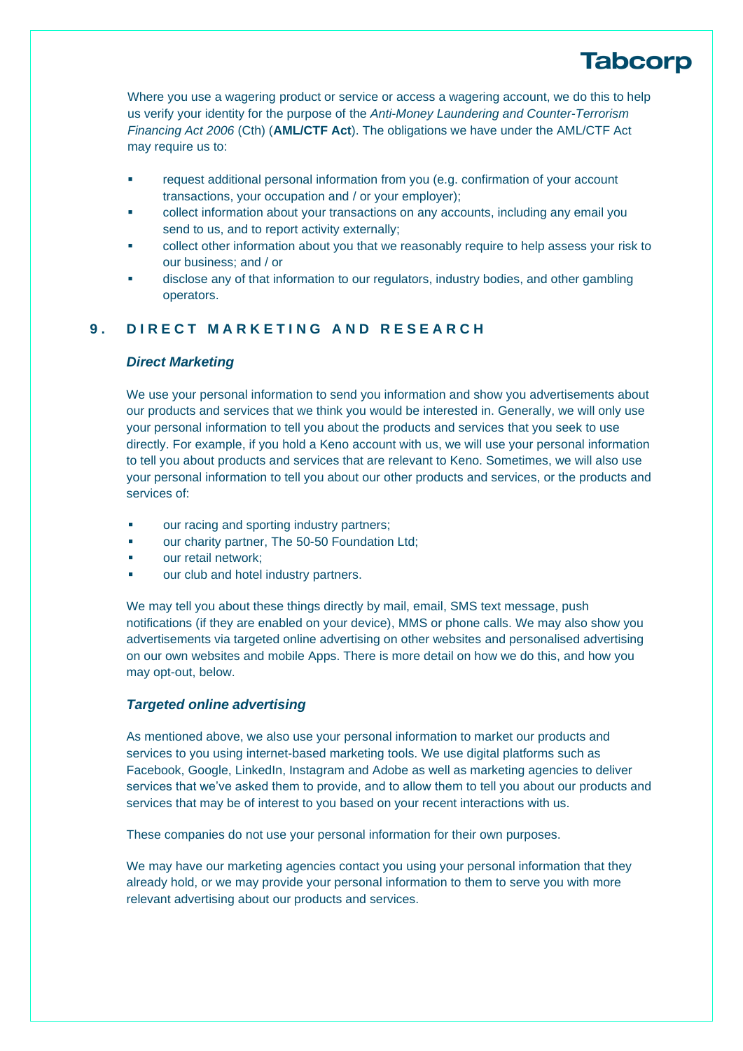Where you use a wagering product or service or access a wagering account, we do this to help us verify your identity for the purpose of the *Anti-Money Laundering and Counter-Terrorism Financing Act 2006* (Cth) (**AML/CTF Act**). The obligations we have under the AML/CTF Act may require us to:

- request additional personal information from you (e.g. confirmation of your account transactions, your occupation and / or your employer);
- collect information about your transactions on any accounts, including any email you send to us, and to report activity externally;
- collect other information about you that we reasonably require to help assess your risk to our business; and / or
- disclose any of that information to our regulators, industry bodies, and other gambling operators.

## 9. DIRECT MARKETING AND RESEARCH

### *Direct Marketing*

We use your personal information to send you information and show you advertisements about our products and services that we think you would be interested in. Generally, we will only use your personal information to tell you about the products and services that you seek to use directly. For example, if you hold a Keno account with us, we will use your personal information to tell you about products and services that are relevant to Keno. Sometimes, we will also use your personal information to tell you about our other products and services, or the products and services of:

- our racing and sporting industry partners;
- our charity partner, The 50-50 Foundation Ltd;
- our retail network;
- our club and hotel industry partners.

We may tell you about these things directly by mail, email, SMS text message, push notifications (if they are enabled on your device), MMS or phone calls. We may also show you advertisements via targeted online advertising on other websites and personalised advertising on our own websites and mobile Apps. There is more detail on how we do this, and how you may opt-out, below.

### *Targeted online advertising*

As mentioned above, we also use your personal information to market our products and services to you using internet-based marketing tools. We use digital platforms such as Facebook, Google, LinkedIn, Instagram and Adobe as well as marketing agencies to deliver services that we've asked them to provide, and to allow them to tell you about our products and services that may be of interest to you based on your recent interactions with us.

These companies do not use your personal information for their own purposes.

We may have our marketing agencies contact you using your personal information that they already hold, or we may provide your personal information to them to serve you with more relevant advertising about our products and services.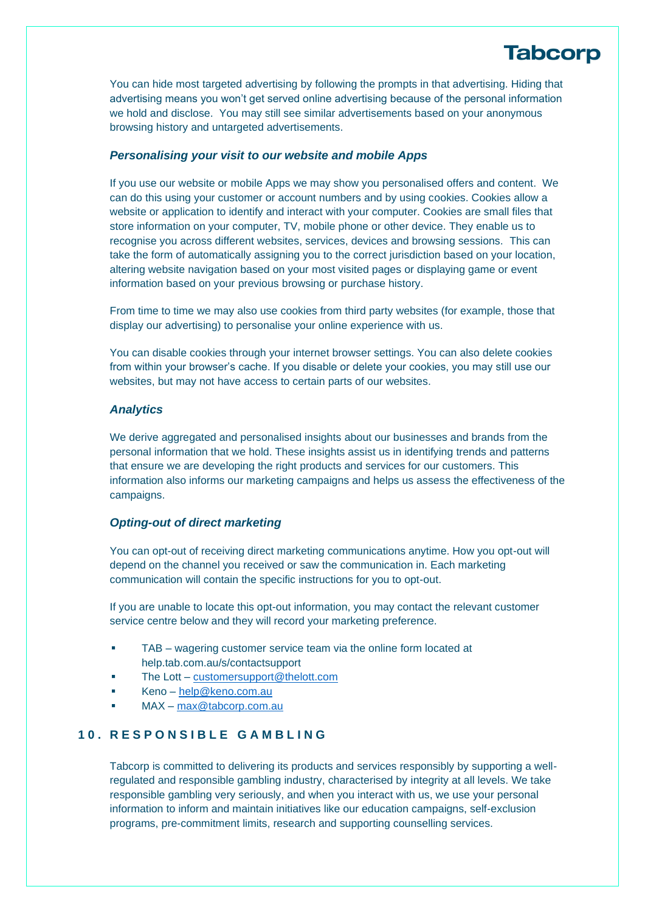You can hide most targeted advertising by following the prompts in that advertising. Hiding that advertising means you won't get served online advertising because of the personal information we hold and disclose. You may still see similar advertisements based on your anonymous browsing history and untargeted advertisements.

### *Personalising your visit to our website and mobile Apps*

If you use our website or mobile Apps we may show you personalised offers and content. We can do this using your customer or account numbers and by using cookies. Cookies allow a website or application to identify and interact with your computer. Cookies are small files that store information on your computer, TV, mobile phone or other device. They enable us to recognise you across different websites, services, devices and browsing sessions. This can take the form of automatically assigning you to the correct jurisdiction based on your location, altering website navigation based on your most visited pages or displaying game or event information based on your previous browsing or purchase history.

From time to time we may also use cookies from third party websites (for example, those that display our advertising) to personalise your online experience with us.

You can disable cookies through your internet browser settings. You can also delete cookies from within your browser's cache. If you disable or delete your cookies, you may still use our websites, but may not have access to certain parts of our websites.

### *Analytics*

We derive aggregated and personalised insights about our businesses and brands from the personal information that we hold. These insights assist us in identifying trends and patterns that ensure we are developing the right products and services for our customers. This information also informs our marketing campaigns and helps us assess the effectiveness of the campaigns.

### *Opting-out of direct marketing*

You can opt-out of receiving direct marketing communications anytime. How you opt-out will depend on the channel you received or saw the communication in. Each marketing communication will contain the specific instructions for you to opt-out.

If you are unable to locate this opt-out information, you may contact the relevant customer service centre below and they will record your marketing preference.

- TAB – wagering customer service team via the online form located at help.tab.com.au/s/contactsupport
- The Lott – customersupport@thelott.com
- Keno – help@keno.com.au
- MAX – max@tabcorp.com.au

## 10. RESPONSIBLE GAMBLING

Tabcorp is committed to delivering its products and services responsibly by supporting a well-regulated and responsible gambling industry, characterised by integrity at all levels. We take responsible gambling very seriously, and when you interact with us, we use your personal information to inform and maintain initiatives like our education campaigns, self-exclusion programs, pre-commitment limits, research and supporting counselling services.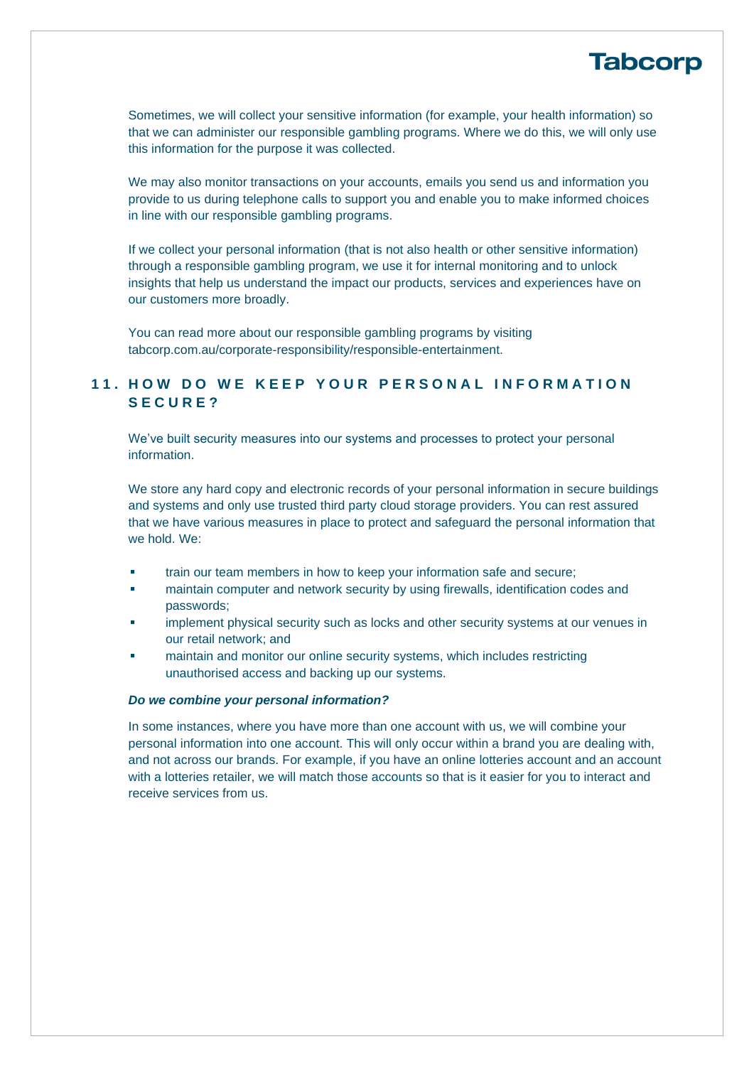Sometimes, we will collect your sensitive information (for example, your health information) so that we can administer our responsible gambling programs. Where we do this, we will only use this information for the purpose it was collected.

We may also monitor transactions on your accounts, emails you send us and information you provide to us during telephone calls to support you and enable you to make informed choices in line with our responsible gambling programs.

If we collect your personal information (that is not also health or other sensitive information) through a responsible gambling program, we use it for internal monitoring and to unlock insights that help us understand the impact our products, services and experiences have on our customers more broadly.

You can read more about our responsible gambling programs by visiting tabcorp.com.au/corporate-responsibility/responsible-entertainment.

## 11. HOW DO WE KEEP YOUR PERSONAL INFORMATION SECURE?

We've built security measures into our systems and processes to protect your personal information.

We store any hard copy and electronic records of your personal information in secure buildings and systems and only use trusted third party cloud storage providers. You can rest assured that we have various measures in place to protect and safeguard the personal information that we hold. We:

- train our team members in how to keep your information safe and secure;
- maintain computer and network security by using firewalls, identification codes and passwords;
- implement physical security such as locks and other security systems at our venues in our retail network; and
- maintain and monitor our online security systems, which includes restricting unauthorised access and backing up our systems.

***Do we combine your personal information?***

In some instances, where you have more than one account with us, we will combine your personal information into one account. This will only occur within a brand you are dealing with, and not across our brands. For example, if you have an online lotteries account and an account with a lotteries retailer, we will match those accounts so that is it easier for you to interact and receive services from us.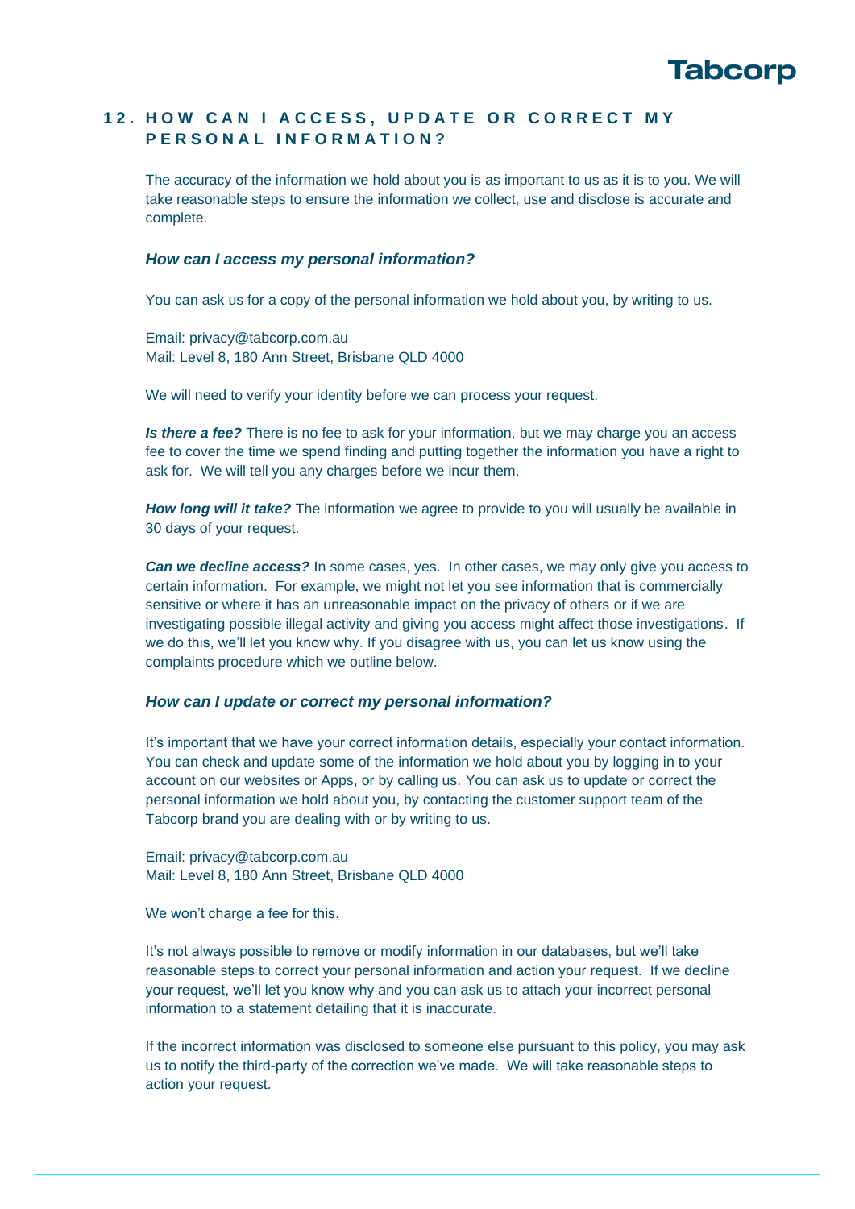## 12. HOW CAN I ACCESS, UPDATE OR CORRECT MY PERSONAL INFORMATION?

The accuracy of the information we hold about you is as important to us as it is to you. We will take reasonable steps to ensure the information we collect, use and disclose is accurate and complete.

### *How can I access my personal information?*

You can ask us for a copy of the personal information we hold about you, by writing to us.

Email: privacy@tabcorp.com.au
Mail: Level 8, 180 Ann Street, Brisbane QLD 4000

We will need to verify your identity before we can process your request.

***Is there a fee?*** There is no fee to ask for your information, but we may charge you an access fee to cover the time we spend finding and putting together the information you have a right to ask for. We will tell you any charges before we incur them.

***How long will it take?*** The information we agree to provide to you will usually be available in 30 days of your request.

***Can we decline access?*** In some cases, yes. In other cases, we may only give you access to certain information. For example, we might not let you see information that is commercially sensitive or where it has an unreasonable impact on the privacy of others or if we are investigating possible illegal activity and giving you access might affect those investigations. If we do this, we'll let you know why. If you disagree with us, you can let us know using the complaints procedure which we outline below.

### *How can I update or correct my personal information?*

It's important that we have your correct information details, especially your contact information. You can check and update some of the information we hold about you by logging in to your account on our websites or Apps, or by calling us. You can ask us to update or correct the personal information we hold about you, by contacting the customer support team of the Tabcorp brand you are dealing with or by writing to us.

Email: privacy@tabcorp.com.au
Mail: Level 8, 180 Ann Street, Brisbane QLD 4000

We won't charge a fee for this.

It's not always possible to remove or modify information in our databases, but we'll take reasonable steps to correct your personal information and action your request. If we decline your request, we'll let you know why and you can ask us to attach your incorrect personal information to a statement detailing that it is inaccurate.

If the incorrect information was disclosed to someone else pursuant to this policy, you may ask us to notify the third-party of the correction we've made. We will take reasonable steps to action your request.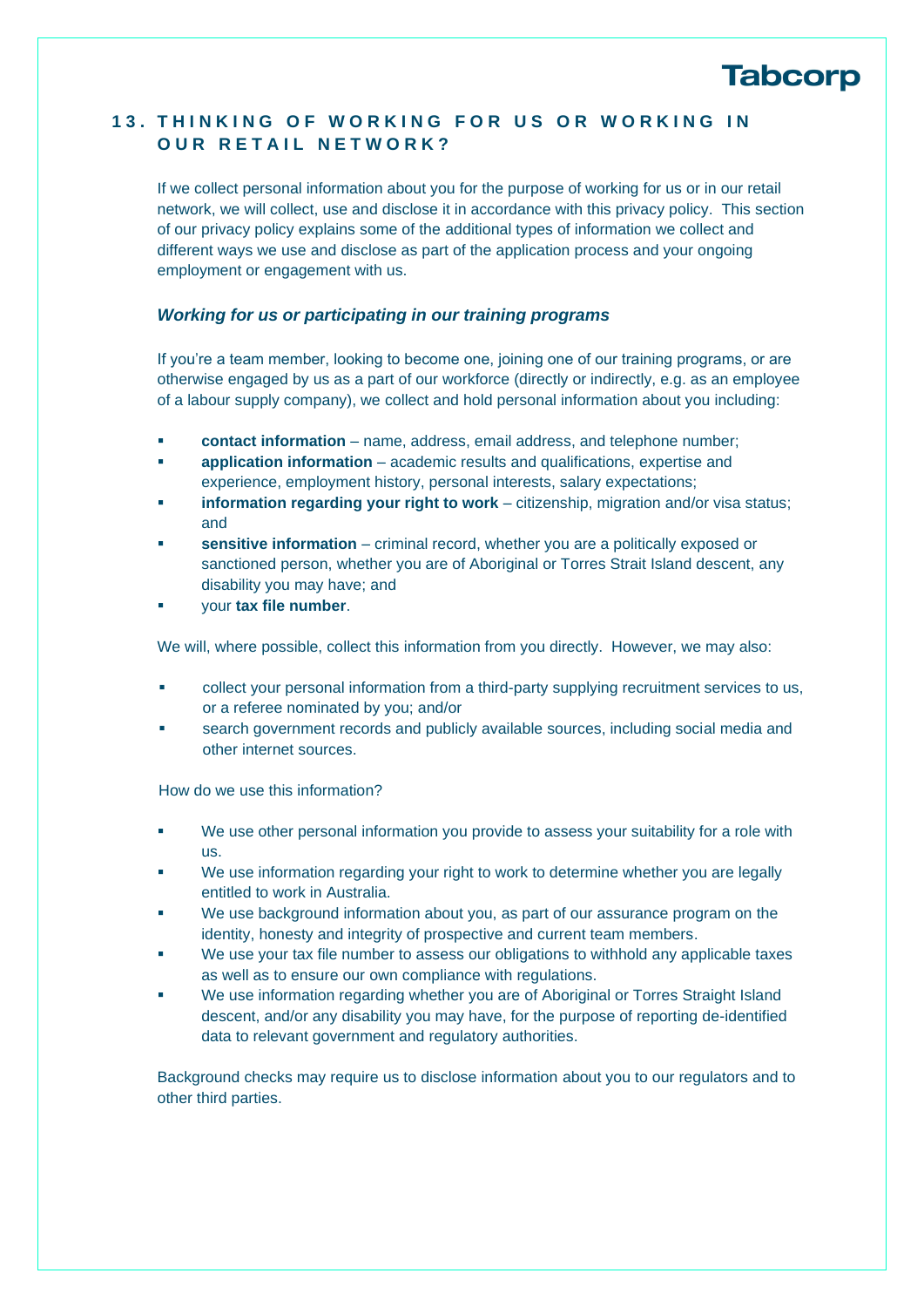## 13. THINKING OF WORKING FOR US OR WORKING IN OUR RETAIL NETWORK?

If we collect personal information about you for the purpose of working for us or in our retail network, we will collect, use and disclose it in accordance with this privacy policy. This section of our privacy policy explains some of the additional types of information we collect and different ways we use and disclose as part of the application process and your ongoing employment or engagement with us.

### *Working for us or participating in our training programs*

If you're a team member, looking to become one, joining one of our training programs, or are otherwise engaged by us as a part of our workforce (directly or indirectly, e.g. as an employee of a labour supply company), we collect and hold personal information about you including:

- **contact information** – name, address, email address, and telephone number;
- **application information** – academic results and qualifications, expertise and experience, employment history, personal interests, salary expectations;
- **information regarding your right to work** – citizenship, migration and/or visa status; and
- **sensitive information** – criminal record, whether you are a politically exposed or sanctioned person, whether you are of Aboriginal or Torres Strait Island descent, any disability you may have; and
- your **tax file number**.

We will, where possible, collect this information from you directly. However, we may also:

- collect your personal information from a third-party supplying recruitment services to us, or a referee nominated by you; and/or
- search government records and publicly available sources, including social media and other internet sources.

How do we use this information?

- We use other personal information you provide to assess your suitability for a role with us.
- We use information regarding your right to work to determine whether you are legally entitled to work in Australia.
- We use background information about you, as part of our assurance program on the identity, honesty and integrity of prospective and current team members.
- We use your tax file number to assess our obligations to withhold any applicable taxes as well as to ensure our own compliance with regulations.
- We use information regarding whether you are of Aboriginal or Torres Straight Island descent, and/or any disability you may have, for the purpose of reporting de-identified data to relevant government and regulatory authorities.

Background checks may require us to disclose information about you to our regulators and to other third parties.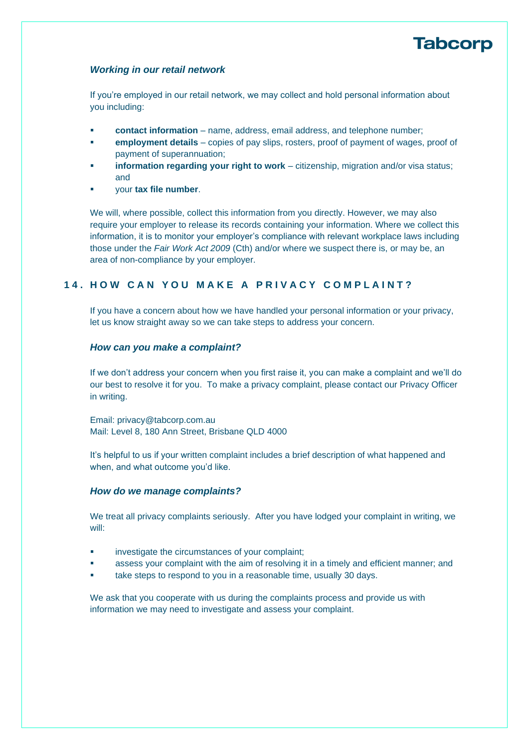### *Working in our retail network*

If you're employed in our retail network, we may collect and hold personal information about you including:

- **contact information** – name, address, email address, and telephone number;
- **employment details** – copies of pay slips, rosters, proof of payment of wages, proof of payment of superannuation;
- **information regarding your right to work** – citizenship, migration and/or visa status; and
- your **tax file number**.

We will, where possible, collect this information from you directly. However, we may also require your employer to release its records containing your information. Where we collect this information, it is to monitor your employer's compliance with relevant workplace laws including those under the *Fair Work Act 2009* (Cth) and/or where we suspect there is, or may be, an area of non-compliance by your employer.

## 14. HOW CAN YOU MAKE A PRIVACY COMPLAINT?

If you have a concern about how we have handled your personal information or your privacy, let us know straight away so we can take steps to address your concern.

### *How can you make a complaint?*

If we don't address your concern when you first raise it, you can make a complaint and we'll do our best to resolve it for you. To make a privacy complaint, please contact our Privacy Officer in writing.

Email: privacy@tabcorp.com.au
Mail: Level 8, 180 Ann Street, Brisbane QLD 4000

It's helpful to us if your written complaint includes a brief description of what happened and when, and what outcome you'd like.

### *How do we manage complaints?*

We treat all privacy complaints seriously. After you have lodged your complaint in writing, we will:

- investigate the circumstances of your complaint;
- assess your complaint with the aim of resolving it in a timely and efficient manner; and
- take steps to respond to you in a reasonable time, usually 30 days.

We ask that you cooperate with us during the complaints process and provide us with information we may need to investigate and assess your complaint.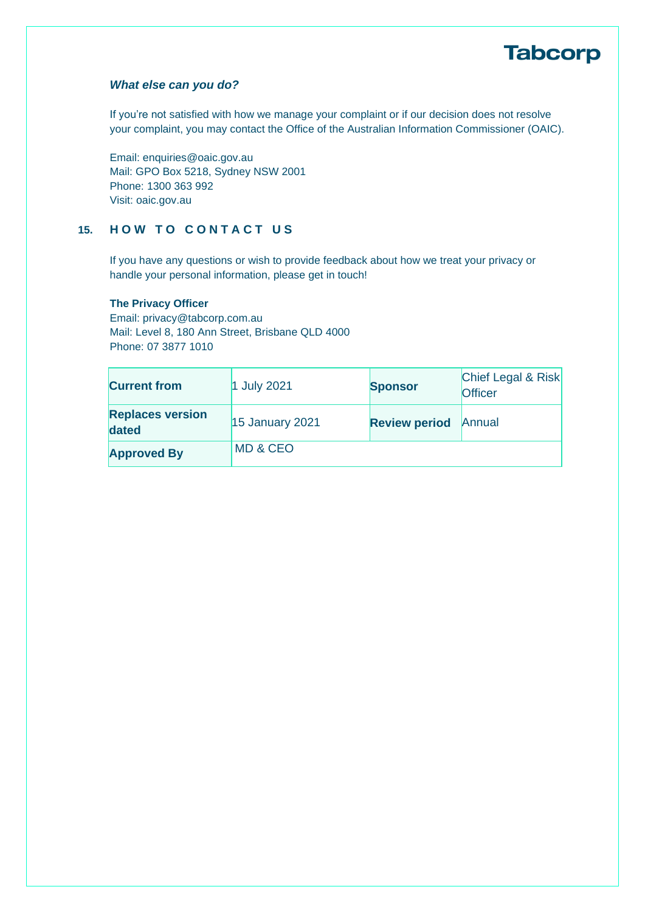### *What else can you do?*

If you're not satisfied with how we manage your complaint or if our decision does not resolve your complaint, you may contact the Office of the Australian Information Commissioner (OAIC).

Email: enquiries@oaic.gov.au
Mail: GPO Box 5218, Sydney NSW 2001
Phone: 1300 363 992
Visit: oaic.gov.au

## 15. HOW TO CONTACT US

If you have any questions or wish to provide feedback about how we treat your privacy or handle your personal information, please get in touch!

**The Privacy Officer**
Email: privacy@tabcorp.com.au
Mail: Level 8, 180 Ann Street, Brisbane QLD 4000
Phone: 07 3877 1010

| | | | |
|---|---|---|---|
| **Current from** | 1 July 2021 | **Sponsor** | Chief Legal & Risk Officer |
| **Replaces version dated** | 15 January 2021 | **Review period** | Annual |
| **Approved By** | MD & CEO | | |